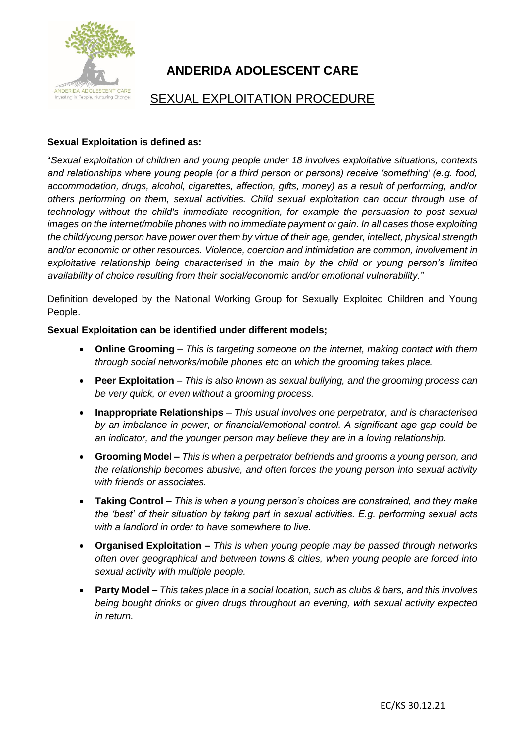# ANDERIDA ADOLESCENT CARE

## SEXUAL EXPLOITATION PROCEDURE

**Sexual Exploitation is defined as:**

"*Sexual exploitation of children and young people under 18 involves exploitative situations, contexts and relationships where young people (or a third person or persons) receive 'something' (e.g. food, accommodation, drugs, alcohol, cigarettes, affection, gifts, money) as a result of performing, and/or others performing on them, sexual activities. Child sexual exploitation can occur through use of technology without the child's immediate recognition, for example the persuasion to post sexual images on the internet/mobile phones with no immediate payment or gain. In all cases those exploiting the child/young person have power over them by virtue of their age, gender, intellect, physical strength and/or economic or other resources. Violence, coercion and intimidation are common, involvement in exploitative relationship being characterised in the main by the child or young person's limited availability of choice resulting from their social/economic and/or emotional vulnerability."*

Definition developed by the National Working Group for Sexually Exploited Children and Young People.

**Sexual Exploitation can be identified under different models;**

- **Online Grooming** – *This is targeting someone on the internet, making contact with them through social networks/mobile phones etc on which the grooming takes place.*
- **Peer Exploitation** – *This is also known as sexual bullying, and the grooming process can be very quick, or even without a grooming process.*
- **Inappropriate Relationships** – *This usual involves one perpetrator, and is characterised by an imbalance in power, or financial/emotional control. A significant age gap could be an indicator, and the younger person may believe they are in a loving relationship.*
- **Grooming Model –** *This is when a perpetrator befriends and grooms a young person, and the relationship becomes abusive, and often forces the young person into sexual activity with friends or associates.*
- **Taking Control –** *This is when a young person's choices are constrained, and they make the 'best' of their situation by taking part in sexual activities. E.g. performing sexual acts with a landlord in order to have somewhere to live.*
- **Organised Exploitation –** *This is when young people may be passed through networks often over geographical and between towns & cities, when young people are forced into sexual activity with multiple people.*
- **Party Model –** *This takes place in a social location, such as clubs & bars, and this involves being bought drinks or given drugs throughout an evening, with sexual activity expected in return.*

EC/KS 30.12.21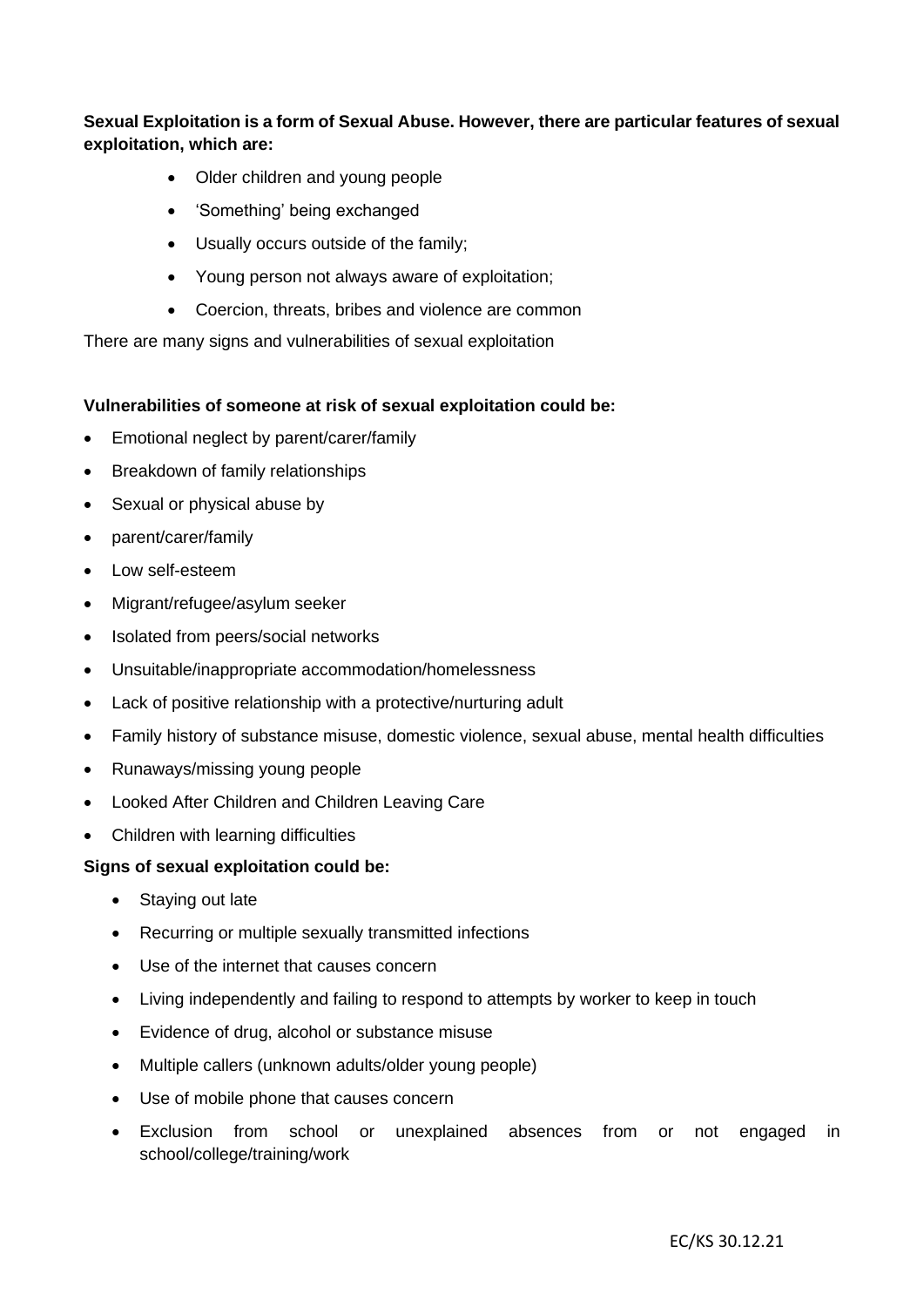**Sexual Exploitation is a form of Sexual Abuse. However, there are particular features of sexual exploitation, which are:**

- Older children and young people
- 'Something' being exchanged
- Usually occurs outside of the family;
- Young person not always aware of exploitation;
- Coercion, threats, bribes and violence are common

There are many signs and vulnerabilities of sexual exploitation

**Vulnerabilities of someone at risk of sexual exploitation could be:**

- Emotional neglect by parent/carer/family
- Breakdown of family relationships
- Sexual or physical abuse by
- parent/carer/family
- Low self-esteem
- Migrant/refugee/asylum seeker
- Isolated from peers/social networks
- Unsuitable/inappropriate accommodation/homelessness
- Lack of positive relationship with a protective/nurturing adult
- Family history of substance misuse, domestic violence, sexual abuse, mental health difficulties
- Runaways/missing young people
- Looked After Children and Children Leaving Care
- Children with learning difficulties

**Signs of sexual exploitation could be:**

- Staying out late
- Recurring or multiple sexually transmitted infections
- Use of the internet that causes concern
- Living independently and failing to respond to attempts by worker to keep in touch
- Evidence of drug, alcohol or substance misuse
- Multiple callers (unknown adults/older young people)
- Use of mobile phone that causes concern
- Exclusion from school or unexplained absences from or not engaged in school/college/training/work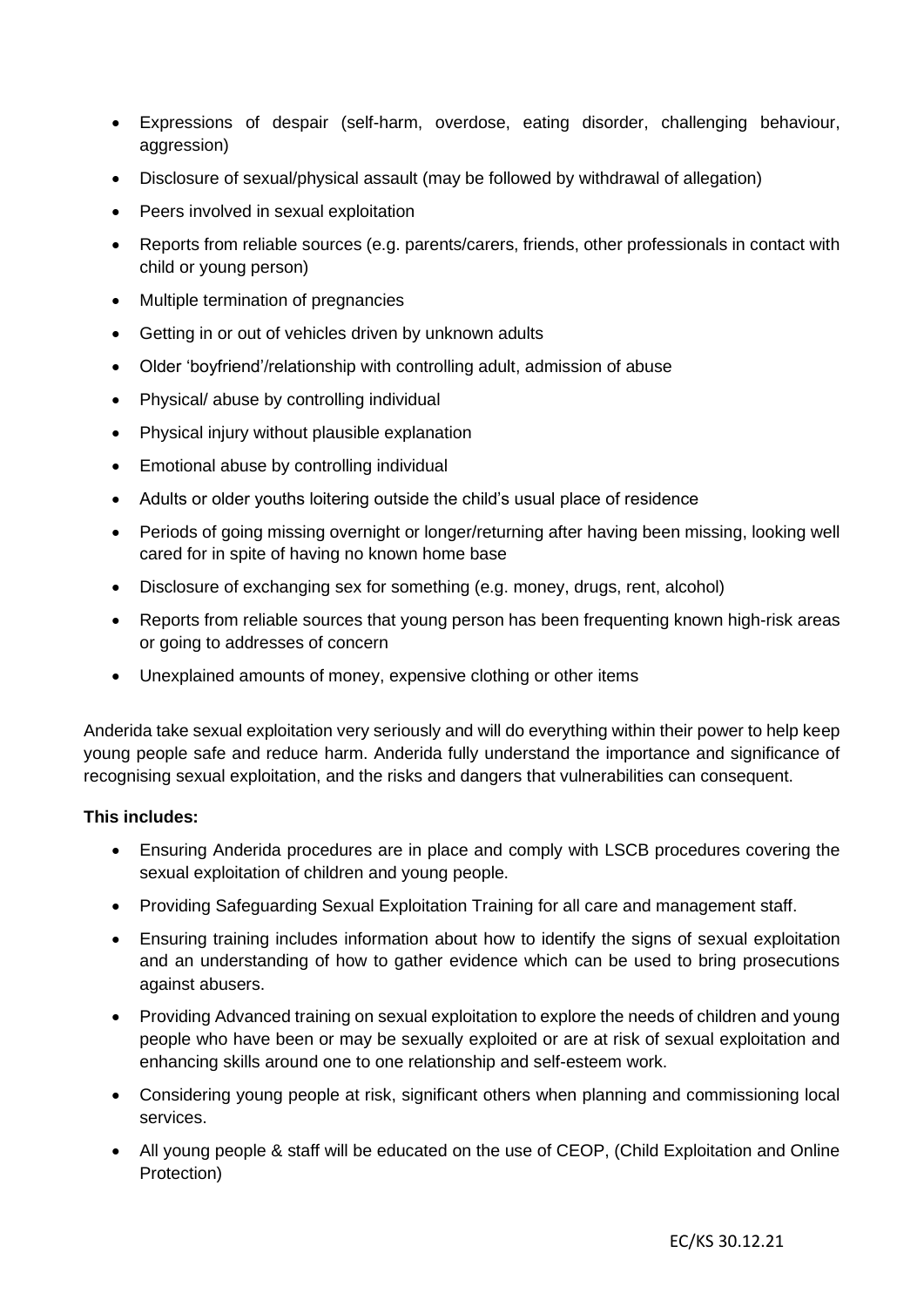- Expressions of despair (self-harm, overdose, eating disorder, challenging behaviour, aggression)
- Disclosure of sexual/physical assault (may be followed by withdrawal of allegation)
- Peers involved in sexual exploitation
- Reports from reliable sources (e.g. parents/carers, friends, other professionals in contact with child or young person)
- Multiple termination of pregnancies
- Getting in or out of vehicles driven by unknown adults
- Older 'boyfriend'/relationship with controlling adult, admission of abuse
- Physical/ abuse by controlling individual
- Physical injury without plausible explanation
- Emotional abuse by controlling individual
- Adults or older youths loitering outside the child's usual place of residence
- Periods of going missing overnight or longer/returning after having been missing, looking well cared for in spite of having no known home base
- Disclosure of exchanging sex for something (e.g. money, drugs, rent, alcohol)
- Reports from reliable sources that young person has been frequenting known high-risk areas or going to addresses of concern
- Unexplained amounts of money, expensive clothing or other items

Anderida take sexual exploitation very seriously and will do everything within their power to help keep young people safe and reduce harm. Anderida fully understand the importance and significance of recognising sexual exploitation, and the risks and dangers that vulnerabilities can consequent.

**This includes:**

- Ensuring Anderida procedures are in place and comply with LSCB procedures covering the sexual exploitation of children and young people.
- Providing Safeguarding Sexual Exploitation Training for all care and management staff.
- Ensuring training includes information about how to identify the signs of sexual exploitation and an understanding of how to gather evidence which can be used to bring prosecutions against abusers.
- Providing Advanced training on sexual exploitation to explore the needs of children and young people who have been or may be sexually exploited or are at risk of sexual exploitation and enhancing skills around one to one relationship and self-esteem work.
- Considering young people at risk, significant others when planning and commissioning local services.
- All young people & staff will be educated on the use of CEOP, (Child Exploitation and Online Protection)

EC/KS 30.12.21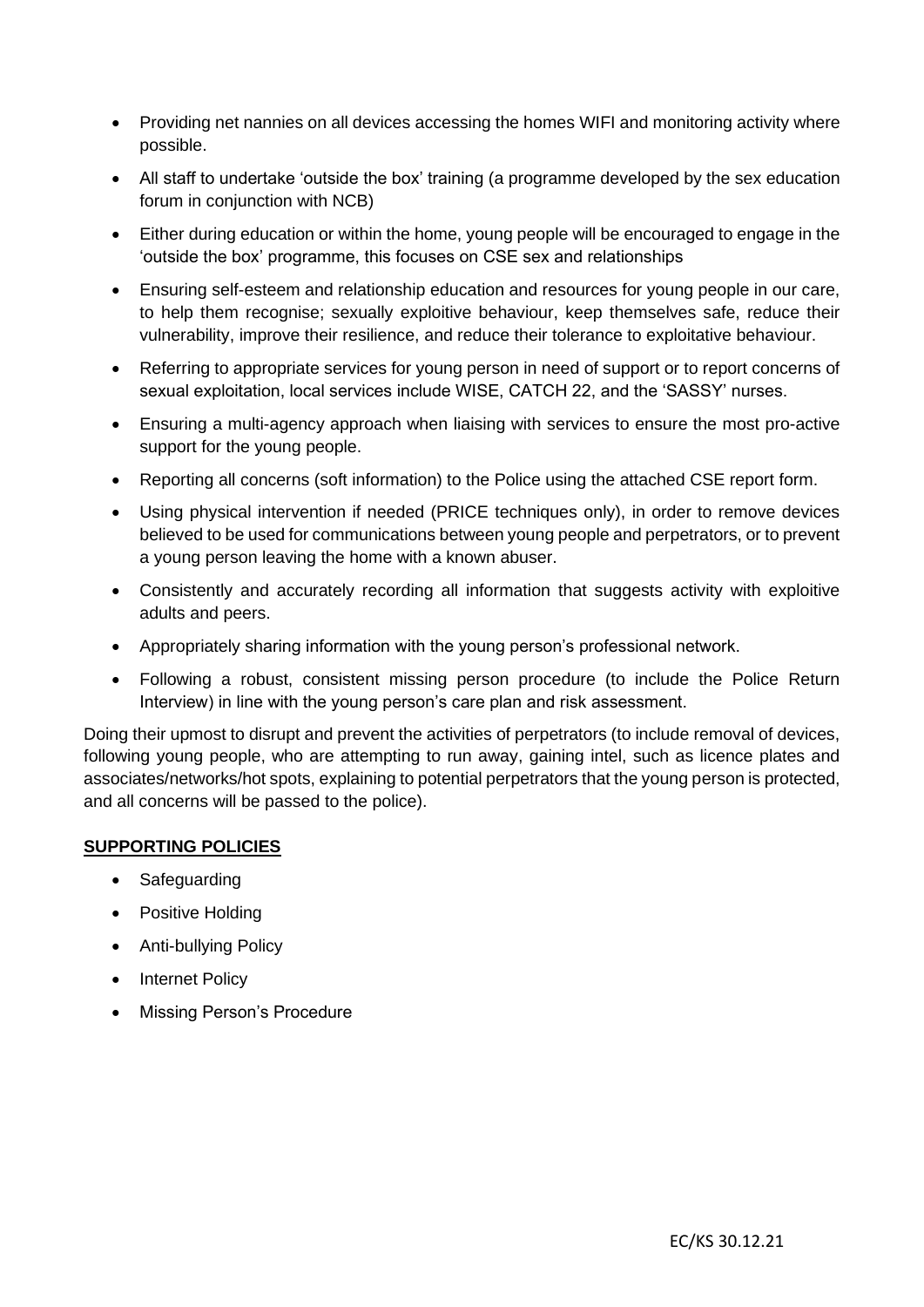- Providing net nannies on all devices accessing the homes WIFI and monitoring activity where possible.
- All staff to undertake 'outside the box' training (a programme developed by the sex education forum in conjunction with NCB)
- Either during education or within the home, young people will be encouraged to engage in the 'outside the box' programme, this focuses on CSE sex and relationships
- Ensuring self-esteem and relationship education and resources for young people in our care, to help them recognise; sexually exploitive behaviour, keep themselves safe, reduce their vulnerability, improve their resilience, and reduce their tolerance to exploitative behaviour.
- Referring to appropriate services for young person in need of support or to report concerns of sexual exploitation, local services include WISE, CATCH 22, and the 'SASSY' nurses.
- Ensuring a multi-agency approach when liaising with services to ensure the most pro-active support for the young people.
- Reporting all concerns (soft information) to the Police using the attached CSE report form.
- Using physical intervention if needed (PRICE techniques only), in order to remove devices believed to be used for communications between young people and perpetrators, or to prevent a young person leaving the home with a known abuser.
- Consistently and accurately recording all information that suggests activity with exploitive adults and peers.
- Appropriately sharing information with the young person's professional network.
- Following a robust, consistent missing person procedure (to include the Police Return Interview) in line with the young person's care plan and risk assessment.

Doing their upmost to disrupt and prevent the activities of perpetrators (to include removal of devices, following young people, who are attempting to run away, gaining intel, such as licence plates and associates/networks/hot spots, explaining to potential perpetrators that the young person is protected, and all concerns will be passed to the police).

**SUPPORTING POLICIES**

- Safeguarding
- Positive Holding
- Anti-bullying Policy
- Internet Policy
- Missing Person's Procedure

EC/KS 30.12.21